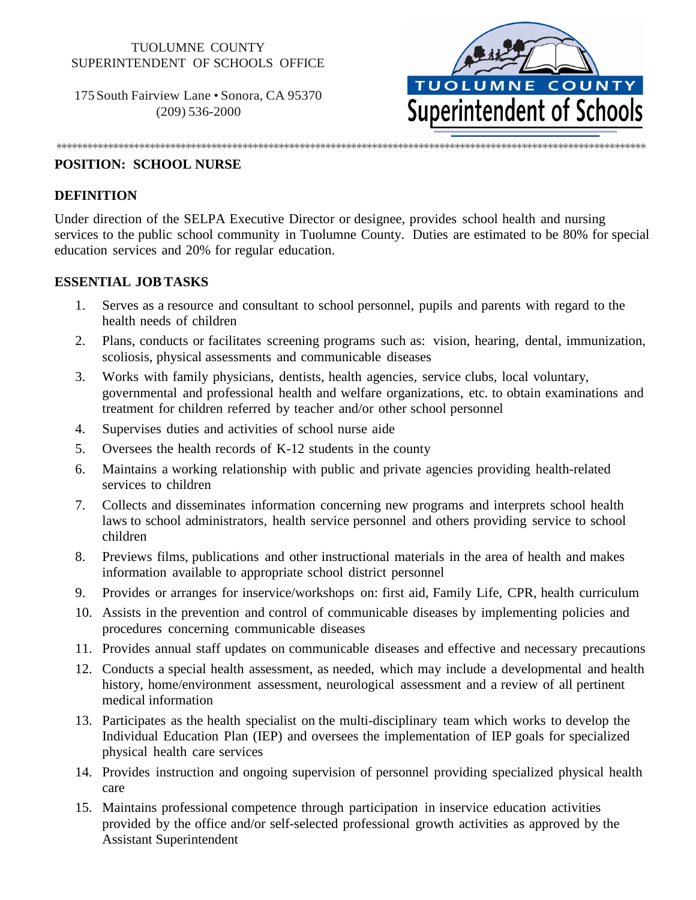TUOLUMNE COUNTY
SUPERINTENDENT OF SCHOOLS OFFICE

175 South Fairview Lane • Sonora, CA 95370
(209) 536-2000

**POSITION: SCHOOL NURSE**

## DEFINITION

Under direction of the SELPA Executive Director or designee, provides school health and nursing services to the public school community in Tuolumne County. Duties are estimated to be 80% for special education services and 20% for regular education.

## ESSENTIAL JOB TASKS

1. Serves as a resource and consultant to school personnel, pupils and parents with regard to the health needs of children
2. Plans, conducts or facilitates screening programs such as: vision, hearing, dental, immunization, scoliosis, physical assessments and communicable diseases
3. Works with family physicians, dentists, health agencies, service clubs, local voluntary, governmental and professional health and welfare organizations, etc. to obtain examinations and treatment for children referred by teacher and/or other school personnel
4. Supervises duties and activities of school nurse aide
5. Oversees the health records of K-12 students in the county
6. Maintains a working relationship with public and private agencies providing health-related services to children
7. Collects and disseminates information concerning new programs and interprets school health laws to school administrators, health service personnel and others providing service to school children
8. Previews films, publications and other instructional materials in the area of health and makes information available to appropriate school district personnel
9. Provides or arranges for inservice/workshops on: first aid, Family Life, CPR, health curriculum
10. Assists in the prevention and control of communicable diseases by implementing policies and procedures concerning communicable diseases
11. Provides annual staff updates on communicable diseases and effective and necessary precautions
12. Conducts a special health assessment, as needed, which may include a developmental and health history, home/environment assessment, neurological assessment and a review of all pertinent medical information
13. Participates as the health specialist on the multi-disciplinary team which works to develop the Individual Education Plan (IEP) and oversees the implementation of IEP goals for specialized physical health care services
14. Provides instruction and ongoing supervision of personnel providing specialized physical health care
15. Maintains professional competence through participation in inservice education activities provided by the office and/or self-selected professional growth activities as approved by the Assistant Superintendent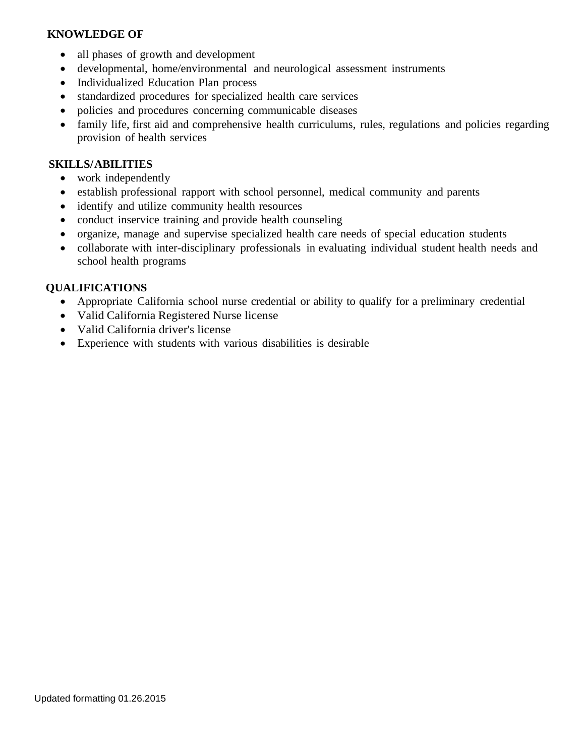**KNOWLEDGE OF**

- all phases of growth and development
- developmental, home/environmental and neurological assessment instruments
- Individualized Education Plan process
- standardized procedures for specialized health care services
- policies and procedures concerning communicable diseases
- family life, first aid and comprehensive health curriculums, rules, regulations and policies regarding provision of health services

**SKILLS/ABILITIES**

- work independently
- establish professional rapport with school personnel, medical community and parents
- identify and utilize community health resources
- conduct inservice training and provide health counseling
- organize, manage and supervise specialized health care needs of special education students
- collaborate with inter-disciplinary professionals in evaluating individual student health needs and school health programs

**QUALIFICATIONS**

- Appropriate California school nurse credential or ability to qualify for a preliminary credential
- Valid California Registered Nurse license
- Valid California driver's license
- Experience with students with various disabilities is desirable

Updated formatting 01.26.2015